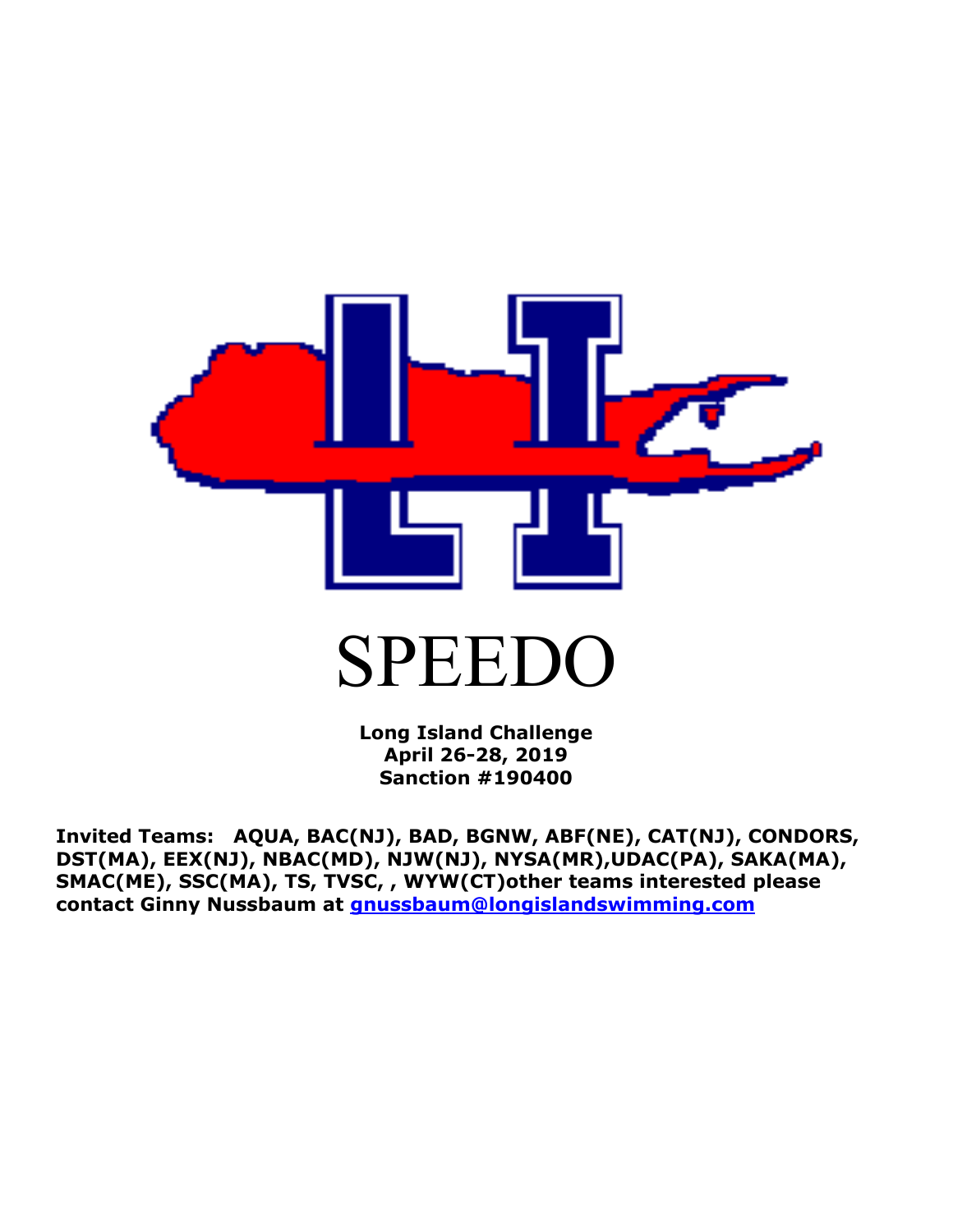# SPEEDO

**Long Island Challenge**
**April 26-28, 2019**
**Sanction #190400**

**Invited Teams: AQUA, BAC(NJ), BAD, BGNW, ABF(NE), CAT(NJ), CONDORS, DST(MA), EEX(NJ), NBAC(MD), NJW(NJ), NYSA(MR),UDAC(PA), SAKA(MA), SMAC(ME), SSC(MA), TS, TVSC, , WYW(CT)other teams interested please contact Ginny Nussbaum at [gnussbaum@longislandswimming.com](mailto:gnussbaum@longislandswimming.com)**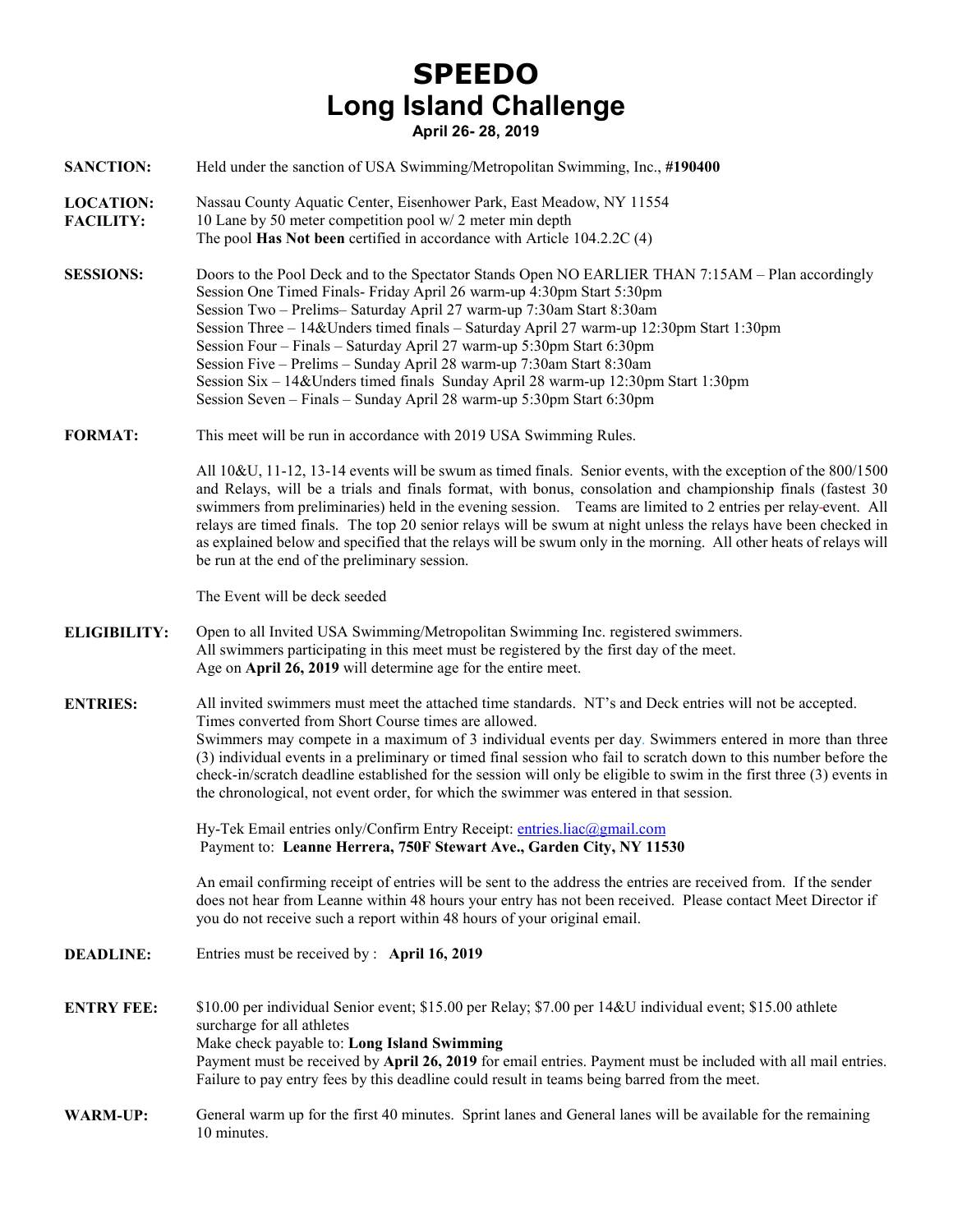# SPEEDO
# Long Island Challenge

**April 26- 28, 2019**

**SANCTION:** Held under the sanction of USA Swimming/Metropolitan Swimming, Inc., **#190400**

**LOCATION:** Nassau County Aquatic Center, Eisenhower Park, East Meadow, NY 11554

**FACILITY:** 10 Lane by 50 meter competition pool w/ 2 meter min depth
The pool **Has Not been** certified in accordance with Article 104.2.2C (4)

**SESSIONS:** Doors to the Pool Deck and to the Spectator Stands Open NO EARLIER THAN 7:15AM – Plan accordingly
Session One Timed Finals- Friday April 26 warm-up 4:30pm Start 5:30pm
Session Two – Prelims– Saturday April 27 warm-up 7:30am Start 8:30am
Session Three – 14&Unders timed finals – Saturday April 27 warm-up 12:30pm Start 1:30pm
Session Four – Finals – Saturday April 27 warm-up 5:30pm Start 6:30pm
Session Five – Prelims – Sunday April 28 warm-up 7:30am Start 8:30am
Session Six – 14&Unders timed finals Sunday April 28 warm-up 12:30pm Start 1:30pm
Session Seven – Finals – Sunday April 28 warm-up 5:30pm Start 6:30pm

**FORMAT:** This meet will be run in accordance with 2019 USA Swimming Rules.

All 10&U, 11-12, 13-14 events will be swum as timed finals. Senior events, with the exception of the 800/1500 and Relays, will be a trials and finals format, with bonus, consolation and championship finals (fastest 30 swimmers from preliminaries) held in the evening session. Teams are limited to 2 entries per relay event. All relays are timed finals. The top 20 senior relays will be swum at night unless the relays have been checked in as explained below and specified that the relays will be swum only in the morning. All other heats of relays will be run at the end of the preliminary session.

The Event will be deck seeded

**ELIGIBILITY:** Open to all Invited USA Swimming/Metropolitan Swimming Inc. registered swimmers.
All swimmers participating in this meet must be registered by the first day of the meet.
Age on **April 26, 2019** will determine age for the entire meet.

**ENTRIES:** All invited swimmers must meet the attached time standards. NT's and Deck entries will not be accepted.
Times converted from Short Course times are allowed.
Swimmers may compete in a maximum of 3 individual events per day. Swimmers entered in more than three (3) individual events in a preliminary or timed final session who fail to scratch down to this number before the check-in/scratch deadline established for the session will only be eligible to swim in the first three (3) events in the chronological, not event order, for which the swimmer was entered in that session.

Hy-Tek Email entries only/Confirm Entry Receipt: entries.liac@gmail.com
Payment to: **Leanne Herrera, 750F Stewart Ave., Garden City, NY 11530**

An email confirming receipt of entries will be sent to the address the entries are received from. If the sender does not hear from Leanne within 48 hours your entry has not been received. Please contact Meet Director if you do not receive such a report within 48 hours of your original email.

**DEADLINE:** Entries must be received by : **April 16, 2019**

**ENTRY FEE:** $10.00 per individual Senior event; $15.00 per Relay; $7.00 per 14&U individual event; $15.00 athlete surcharge for all athletes
Make check payable to: **Long Island Swimming**
Payment must be received by **April 26, 2019** for email entries. Payment must be included with all mail entries. Failure to pay entry fees by this deadline could result in teams being barred from the meet.

**WARM-UP:** General warm up for the first 40 minutes. Sprint lanes and General lanes will be available for the remaining 10 minutes.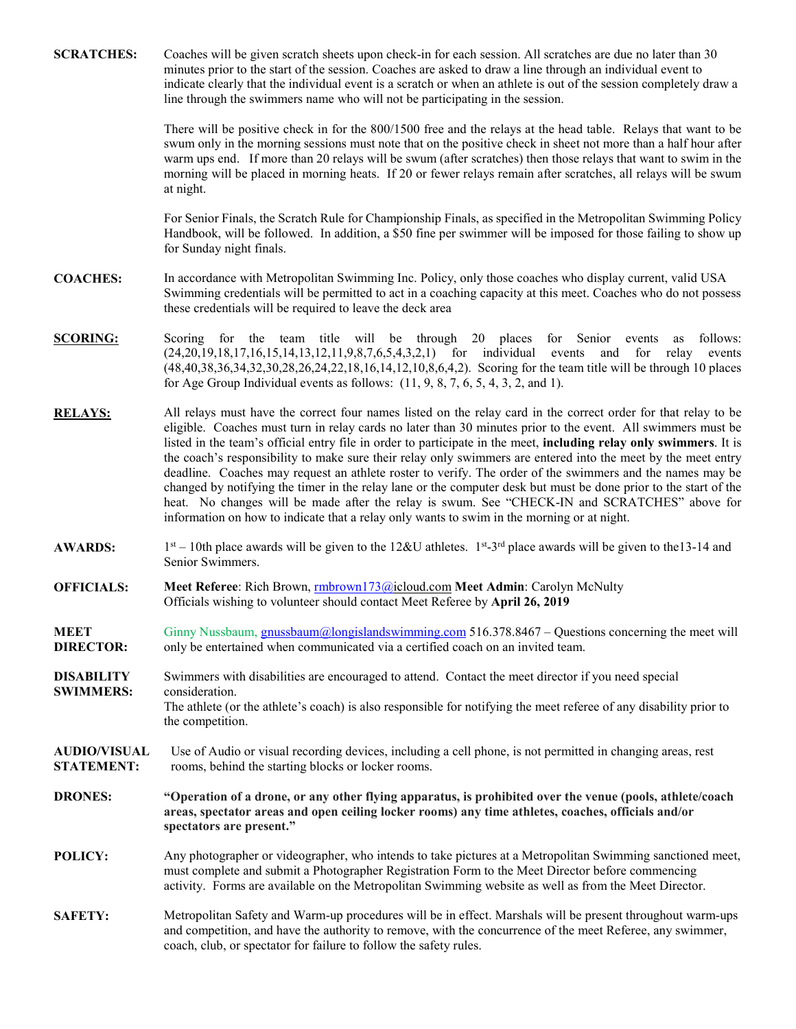**SCRATCHES:** Coaches will be given scratch sheets upon check-in for each session. All scratches are due no later than 30 minutes prior to the start of the session. Coaches are asked to draw a line through an individual event to indicate clearly that the individual event is a scratch or when an athlete is out of the session completely draw a line through the swimmers name who will not be participating in the session.

There will be positive check in for the 800/1500 free and the relays at the head table. Relays that want to be swum only in the morning sessions must note that on the positive check in sheet not more than a half hour after warm ups end. If more than 20 relays will be swum (after scratches) then those relays that want to swim in the morning will be placed in morning heats. If 20 or fewer relays remain after scratches, all relays will be swum at night.

For Senior Finals, the Scratch Rule for Championship Finals, as specified in the Metropolitan Swimming Policy Handbook, will be followed. In addition, a $50 fine per swimmer will be imposed for those failing to show up for Sunday night finals.

**COACHES:** In accordance with Metropolitan Swimming Inc. Policy, only those coaches who display current, valid USA Swimming credentials will be permitted to act in a coaching capacity at this meet. Coaches who do not possess these credentials will be required to leave the deck area

**SCORING:** Scoring for the team title will be through 20 places for Senior events as follows: (24,20,19,18,17,16,15,14,13,12,11,9,8,7,6,5,4,3,2,1) for individual events and for relay events (48,40,38,36,34,32,30,28,26,24,22,18,16,14,12,10,8,6,4,2). Scoring for the team title will be through 10 places for Age Group Individual events as follows: (11, 9, 8, 7, 6, 5, 4, 3, 2, and 1).

**RELAYS:** All relays must have the correct four names listed on the relay card in the correct order for that relay to be eligible. Coaches must turn in relay cards no later than 30 minutes prior to the event. All swimmers must be listed in the team's official entry file in order to participate in the meet, **including relay only swimmers**. It is the coach's responsibility to make sure their relay only swimmers are entered into the meet by the meet entry deadline. Coaches may request an athlete roster to verify. The order of the swimmers and the names may be changed by notifying the timer in the relay lane or the computer desk but must be done prior to the start of the heat. No changes will be made after the relay is swum. See "CHECK-IN and SCRATCHES" above for information on how to indicate that a relay only wants to swim in the morning or at night.

**AWARDS:** 1st – 10th place awards will be given to the 12&U athletes. 1st-3rd place awards will be given to the13-14 and Senior Swimmers.

**OFFICIALS:** **Meet Referee**: Rich Brown, rmbrown173@icloud.com **Meet Admin**: Carolyn McNulty
Officials wishing to volunteer should contact Meet Referee by **April 26, 2019**

**MEET DIRECTOR:** Ginny Nussbaum, gnussbaum@longislandswimming.com 516.378.8467 – Questions concerning the meet will only be entertained when communicated via a certified coach on an invited team.

**DISABILITY SWIMMERS:** Swimmers with disabilities are encouraged to attend. Contact the meet director if you need special consideration.
The athlete (or the athlete's coach) is also responsible for notifying the meet referee of any disability prior to the competition.

**AUDIO/VISUAL STATEMENT:** Use of Audio or visual recording devices, including a cell phone, is not permitted in changing areas, rest rooms, behind the starting blocks or locker rooms.

**DRONES:** **"Operation of a drone, or any other flying apparatus, is prohibited over the venue (pools, athlete/coach areas, spectator areas and open ceiling locker rooms) any time athletes, coaches, officials and/or spectators are present."**

**POLICY:** Any photographer or videographer, who intends to take pictures at a Metropolitan Swimming sanctioned meet, must complete and submit a Photographer Registration Form to the Meet Director before commencing activity. Forms are available on the Metropolitan Swimming website as well as from the Meet Director.

**SAFETY:** Metropolitan Safety and Warm-up procedures will be in effect. Marshals will be present throughout warm-ups and competition, and have the authority to remove, with the concurrence of the meet Referee, any swimmer, coach, club, or spectator for failure to follow the safety rules.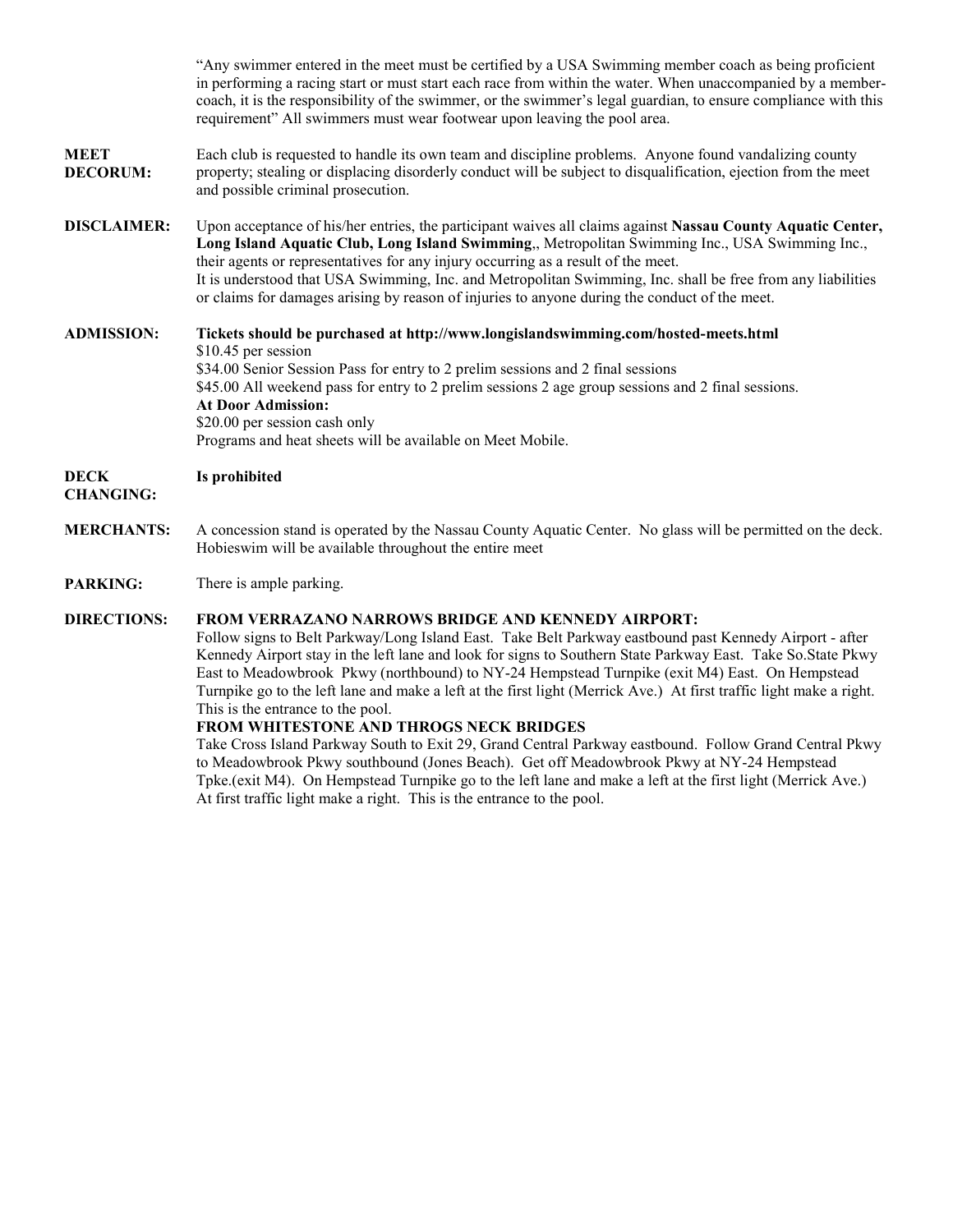"Any swimmer entered in the meet must be certified by a USA Swimming member coach as being proficient in performing a racing start or must start each race from within the water. When unaccompanied by a member-coach, it is the responsibility of the swimmer, or the swimmer's legal guardian, to ensure compliance with this requirement" All swimmers must wear footwear upon leaving the pool area.

**MEET DECORUM:** Each club is requested to handle its own team and discipline problems. Anyone found vandalizing county property; stealing or displacing disorderly conduct will be subject to disqualification, ejection from the meet and possible criminal prosecution.

**DISCLAIMER:** Upon acceptance of his/her entries, the participant waives all claims against **Nassau County Aquatic Center, Long Island Aquatic Club, Long Island Swimming**,, Metropolitan Swimming Inc., USA Swimming Inc., their agents or representatives for any injury occurring as a result of the meet.
It is understood that USA Swimming, Inc. and Metropolitan Swimming, Inc. shall be free from any liabilities or claims for damages arising by reason of injuries to anyone during the conduct of the meet.

**ADMISSION:** **Tickets should be purchased at http://www.longislandswimming.com/hosted-meets.html**
$10.45 per session
$34.00 Senior Session Pass for entry to 2 prelim sessions and 2 final sessions
$45.00 All weekend pass for entry to 2 prelim sessions 2 age group sessions and 2 final sessions.
**At Door Admission:**
$20.00 per session cash only
Programs and heat sheets will be available on Meet Mobile.

**DECK CHANGING:** **Is prohibited**

**MERCHANTS:** A concession stand is operated by the Nassau County Aquatic Center. No glass will be permitted on the deck. Hobieswim will be available throughout the entire meet

**PARKING:** There is ample parking.

**DIRECTIONS:** **FROM VERRAZANO NARROWS BRIDGE AND KENNEDY AIRPORT:**
Follow signs to Belt Parkway/Long Island East. Take Belt Parkway eastbound past Kennedy Airport - after Kennedy Airport stay in the left lane and look for signs to Southern State Parkway East. Take So.State Pkwy East to Meadowbrook Pkwy (northbound) to NY-24 Hempstead Turnpike (exit M4) East. On Hempstead Turnpike go to the left lane and make a left at the first light (Merrick Ave.) At first traffic light make a right. This is the entrance to the pool.

**FROM WHITESTONE AND THROGS NECK BRIDGES**
Take Cross Island Parkway South to Exit 29, Grand Central Parkway eastbound. Follow Grand Central Pkwy to Meadowbrook Pkwy southbound (Jones Beach). Get off Meadowbrook Pkwy at NY-24 Hempstead Tpke.(exit M4). On Hempstead Turnpike go to the left lane and make a left at the first light (Merrick Ave.) At first traffic light make a right. This is the entrance to the pool.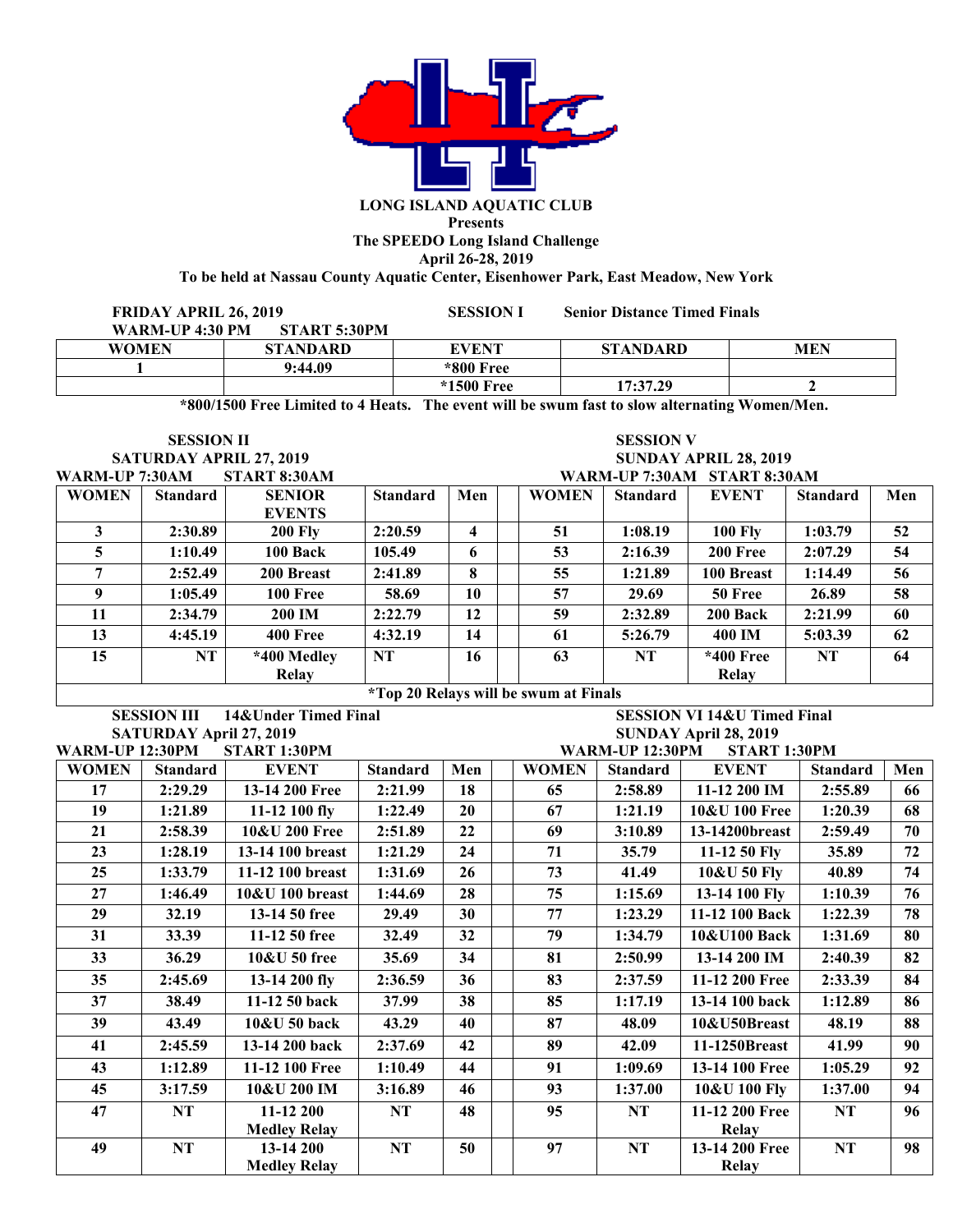**LONG ISLAND AQUATIC CLUB**
**Presents**
**The SPEEDO Long Island Challenge**
**April 26-28, 2019**
**To be held at Nassau County Aquatic Center, Eisenhower Park, East Meadow, New York**

**FRIDAY APRIL 26, 2019** **SESSION I** **Senior Distance Timed Finals**
**WARM-UP 4:30 PM START 5:30PM**

| WOMEN | STANDARD | EVENT | STANDARD | MEN |
|---|---|---|---|---|
| 1 | 9:44.09 | *800 Free | | |
| | | *1500 Free | 17:37.29 | 2 |

**\*800/1500 Free Limited to 4 Heats. The event will be swum fast to slow alternating Women/Men.**

**SESSION II**
**SATURDAY APRIL 27, 2019**
**WARM-UP 7:30AM START 8:30AM**

| WOMEN | Standard | SENIOR EVENTS | Standard | Men |
|---|---|---|---|---|
| 3 | 2:30.89 | 200 Fly | 2:20.59 | 4 |
| 5 | 1:10.49 | 100 Back | 105.49 | 6 |
| 7 | 2:52.49 | 200 Breast | 2:41.89 | 8 |
| 9 | 1:05.49 | 100 Free | 58.69 | 10 |
| 11 | 2:34.79 | 200 IM | 2:22.79 | 12 |
| 13 | 4:45.19 | 400 Free | 4:32.19 | 14 |
| 15 | NT | *400 Medley Relay | NT | 16 |

**SESSION V**
**SUNDAY APRIL 28, 2019**
**WARM-UP 7:30AM START 8:30AM**

| WOMEN | Standard | EVENT | Standard | Men |
|---|---|---|---|---|
| 51 | 1:08.19 | 100 Fly | 1:03.79 | 52 |
| 53 | 2:16.39 | 200 Free | 2:07.29 | 54 |
| 55 | 1:21.89 | 100 Breast | 1:14.49 | 56 |
| 57 | 29.69 | 50 Free | 26.89 | 58 |
| 59 | 2:32.89 | 200 Back | 2:21.99 | 60 |
| 61 | 5:26.79 | 400 IM | 5:03.39 | 62 |
| 63 | NT | *400 Free Relay | NT | 64 |

**\*Top 20 Relays will be swum at Finals**

**SESSION III 14&Under Timed Final**
**SATURDAY April 27, 2019**
**WARM-UP 12:30PM START 1:30PM**

| WOMEN | Standard | EVENT | Standard | Men |
|---|---|---|---|---|
| 17 | 2:29.29 | 13-14 200 Free | 2:21.99 | 18 |
| 19 | 1:21.89 | 11-12 100 fly | 1:22.49 | 20 |
| 21 | 2:58.39 | 10&U 200 Free | 2:51.89 | 22 |
| 23 | 1:28.19 | 13-14 100 breast | 1:21.29 | 24 |
| 25 | 1:33.79 | 11-12 100 breast | 1:31.69 | 26 |
| 27 | 1:46.49 | 10&U 100 breast | 1:44.69 | 28 |
| 29 | 32.19 | 13-14 50 free | 29.49 | 30 |
| 31 | 33.39 | 11-12 50 free | 32.49 | 32 |
| 33 | 36.29 | 10&U 50 free | 35.69 | 34 |
| 35 | 2:45.69 | 13-14 200 fly | 2:36.59 | 36 |
| 37 | 38.49 | 11-12 50 back | 37.99 | 38 |
| 39 | 43.49 | 10&U 50 back | 43.29 | 40 |
| 41 | 2:45.59 | 13-14 200 back | 2:37.69 | 42 |
| 43 | 1:12.89 | 11-12 100 Free | 1:10.49 | 44 |
| 45 | 3:17.59 | 10&U 200 IM | 3:16.89 | 46 |
| 47 | NT | 11-12 200 Medley Relay | NT | 48 |
| 49 | NT | 13-14 200 Medley Relay | NT | 50 |

**SESSION VI 14&U Timed Final**
**SUNDAY April 28, 2019**
**WARM-UP 12:30PM START 1:30PM**

| WOMEN | Standard | EVENT | Standard | Men |
|---|---|---|---|---|
| 65 | 2:58.89 | 11-12 200 IM | 2:55.89 | 66 |
| 67 | 1:21.19 | 10&U 100 Free | 1:20.39 | 68 |
| 69 | 3:10.89 | 13-14200breast | 2:59.49 | 70 |
| 71 | 35.79 | 11-12 50 Fly | 35.89 | 72 |
| 73 | 41.49 | 10&U 50 Fly | 40.89 | 74 |
| 75 | 1:15.69 | 13-14 100 Fly | 1:10.39 | 76 |
| 77 | 1:23.29 | 11-12 100 Back | 1:22.39 | 78 |
| 79 | 1:34.79 | 10&U100 Back | 1:31.69 | 80 |
| 81 | 2:50.99 | 13-14 200 IM | 2:40.39 | 82 |
| 83 | 2:37.59 | 11-12 200 Free | 2:33.39 | 84 |
| 85 | 1:17.19 | 13-14 100 back | 1:12.89 | 86 |
| 87 | 48.09 | 10&U50Breast | 48.19 | 88 |
| 89 | 42.09 | 11-1250Breast | 41.99 | 90 |
| 91 | 1:09.69 | 13-14 100 Free | 1:05.29 | 92 |
| 93 | 1:37.00 | 10&U 100 Fly | 1:37.00 | 94 |
| 95 | NT | 11-12 200 Free Relay | NT | 96 |
| 97 | NT | 13-14 200 Free Relay | NT | 98 |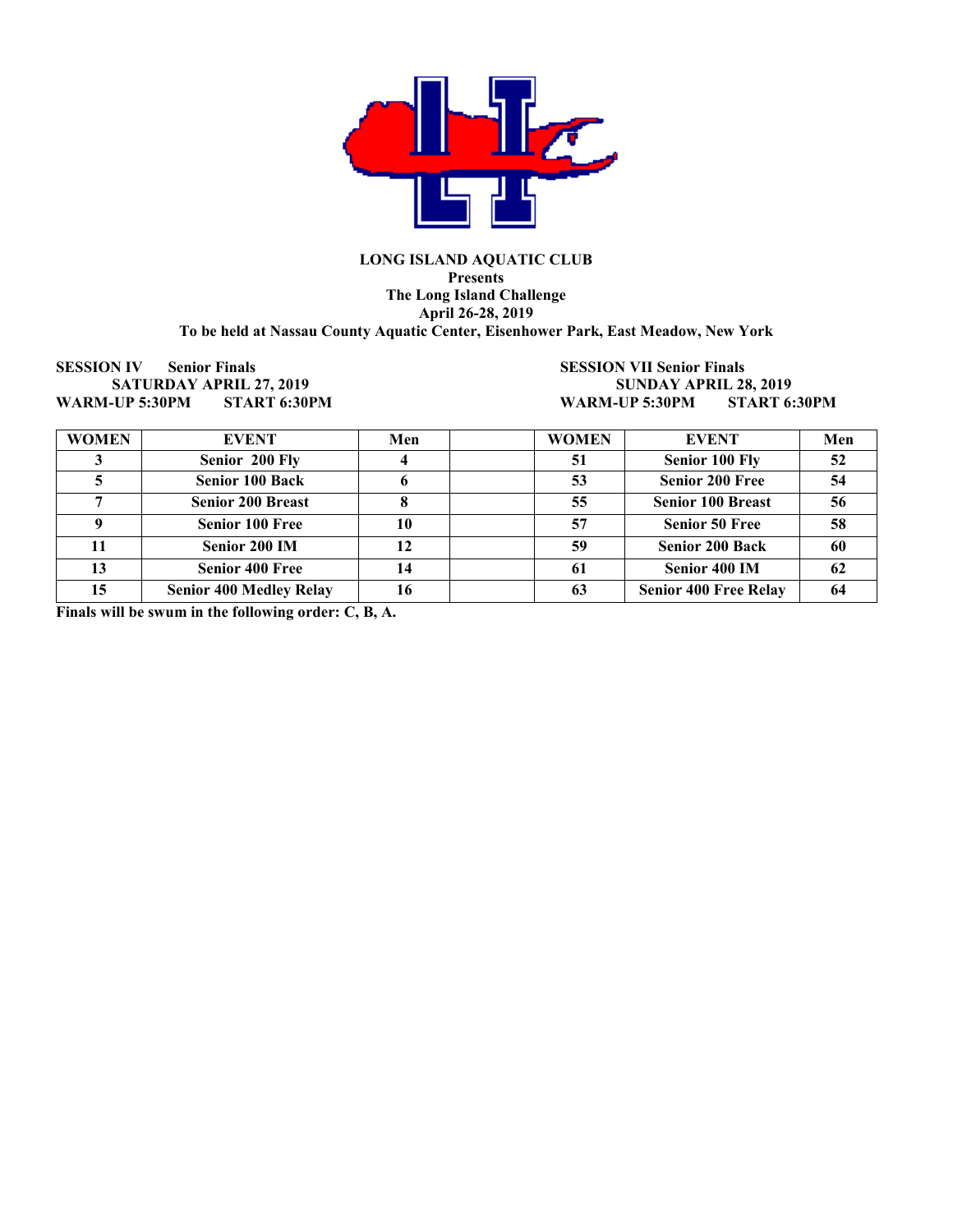**LONG ISLAND AQUATIC CLUB**
**Presents**
**The Long Island Challenge**
**April 26-28, 2019**
**To be held at Nassau County Aquatic Center, Eisenhower Park, East Meadow, New York**

**SESSION IV Senior Finals**
**SATURDAY APRIL 27, 2019**
**WARM-UP 5:30PM START 6:30PM**

**SESSION VII Senior Finals**
**SUNDAY APRIL 28, 2019**
**WARM-UP 5:30PM START 6:30PM**

| WOMEN | EVENT | Men | | WOMEN | EVENT | Men |
|---|---|---|---|---|---|---|
| 3 | Senior 200 Fly | 4 | | 51 | Senior 100 Fly | 52 |
| 5 | Senior 100 Back | 6 | | 53 | Senior 200 Free | 54 |
| 7 | Senior 200 Breast | 8 | | 55 | Senior 100 Breast | 56 |
| 9 | Senior 100 Free | 10 | | 57 | Senior 50 Free | 58 |
| 11 | Senior 200 IM | 12 | | 59 | Senior 200 Back | 60 |
| 13 | Senior 400 Free | 14 | | 61 | Senior 400 IM | 62 |
| 15 | Senior 400 Medley Relay | 16 | | 63 | Senior 400 Free Relay | 64 |

**Finals will be swum in the following order: C, B, A.**